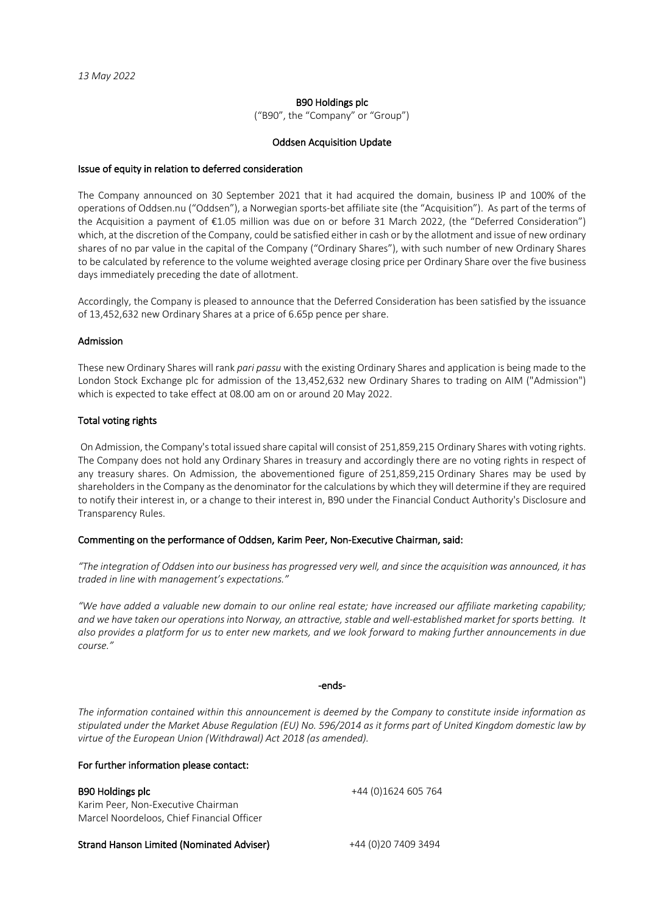*13 May 2022*

# B90 Holdings plc

("B90", the "Company" or "Group")

## Oddsen Acquisition Update

### Issue of equity in relation to deferred consideration

The Company announced on 30 September 2021 that it had acquired the domain, business IP and 100% of the operations of Oddsen.nu ("Oddsen"), a Norwegian sports-bet affiliate site (the "Acquisition"). As part of the terms of the Acquisition a payment of €1.05 million was due on or before 31 March 2022, (the "Deferred Consideration") which, at the discretion of the Company, could be satisfied either in cash or by the allotment and issue of new ordinary shares of no par value in the capital of the Company ("Ordinary Shares"), with such number of new Ordinary Shares to be calculated by reference to the volume weighted average closing price per Ordinary Share over the five business days immediately preceding the date of allotment.

Accordingly, the Company is pleased to announce that the Deferred Consideration has been satisfied by the issuance of 13,452,632 new Ordinary Shares at a price of 6.65p pence per share.

### Admission

These new Ordinary Shares will rank *pari passu* with the existing Ordinary Shares and application is being made to the London Stock Exchange plc for admission of the 13,452,632 new Ordinary Shares to trading on AIM ("Admission") which is expected to take effect at 08.00 am on or around 20 May 2022.

### Total voting rights

On Admission, the Company's total issued share capital will consist of 251,859,215 Ordinary Shares with voting rights. The Company does not hold any Ordinary Shares in treasury and accordingly there are no voting rights in respect of any treasury shares. On Admission, the abovementioned figure of 251,859,215 Ordinary Shares may be used by shareholders in the Company as the denominator for the calculations by which they will determine if they are required to notify their interest in, or a change to their interest in, B90 under the Financial Conduct Authority's Disclosure and Transparency Rules.

### Commenting on the performance of Oddsen, Karim Peer, Non-Executive Chairman, said:

*"The integration of Oddsen into our business has progressed very well, and since the acquisition was announced, it has traded in line with management's expectations."*

*"We have added a valuable new domain to our online real estate; have increased our affiliate marketing capability; and we have taken our operations into Norway, an attractive, stable and well-established market for sports betting. It also provides a platform for us to enter new markets, and we look forward to making further announcements in due course."*

-ends-

*The information contained within this announcement is deemed by the Company to constitute inside information as stipulated under the Market Abuse Regulation (EU) No. 596/2014 as it forms part of United Kingdom domestic law by virtue of the European Union (Withdrawal) Act 2018 (as amended).*

### For further information please contact:

**B90 Holdings plc** +44 (0)1624 605 764
Karim Peer, Non-Executive Chairman
Marcel Noordeloos, Chief Financial Officer

**Strand Hanson Limited (Nominated Adviser)** +44 (0)20 7409 3494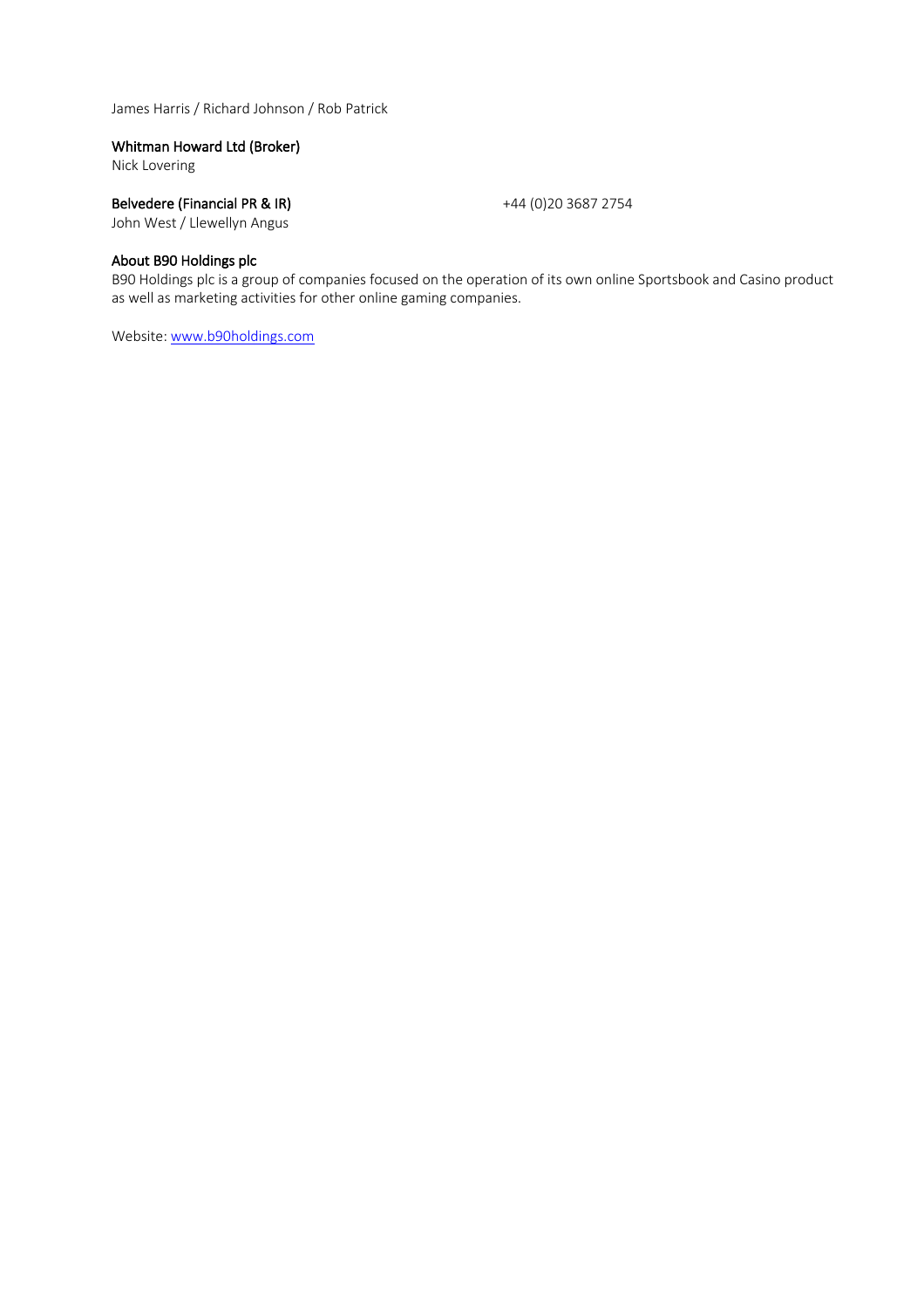James Harris / Richard Johnson / Rob Patrick

**Whitman Howard Ltd (Broker)**
Nick Lovering

**Belvedere (Financial PR & IR)** +44 (0)20 3687 2754
John West / Llewellyn Angus

**About B90 Holdings plc**
B90 Holdings plc is a group of companies focused on the operation of its own online Sportsbook and Casino product as well as marketing activities for other online gaming companies.

Website: [www.b90holdings.com](http://www.b90holdings.com)